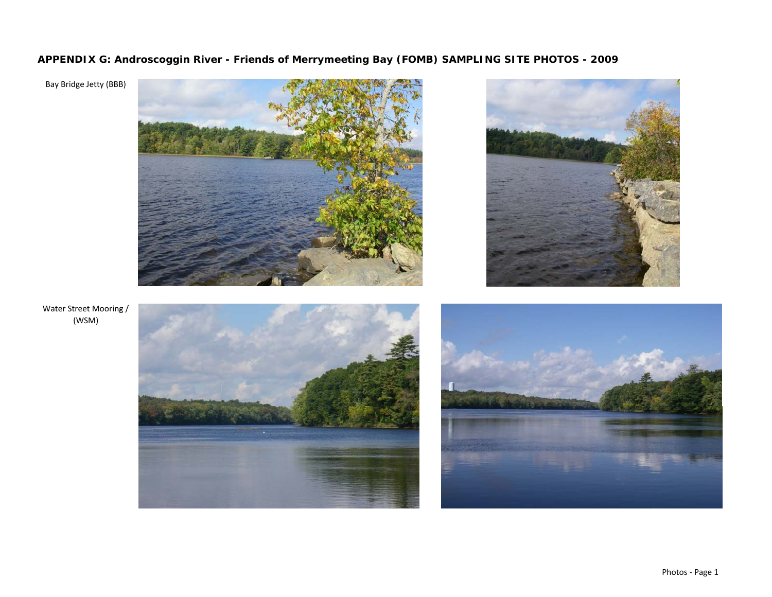**APPENDIX G: Androscoggin River - Friends of Merrymeeting Bay (FOMB) SAMPLING SITE PHOTOS - 2009**

Bay Bridge Jetty (BBB)

Water Street Mooring / (WSM)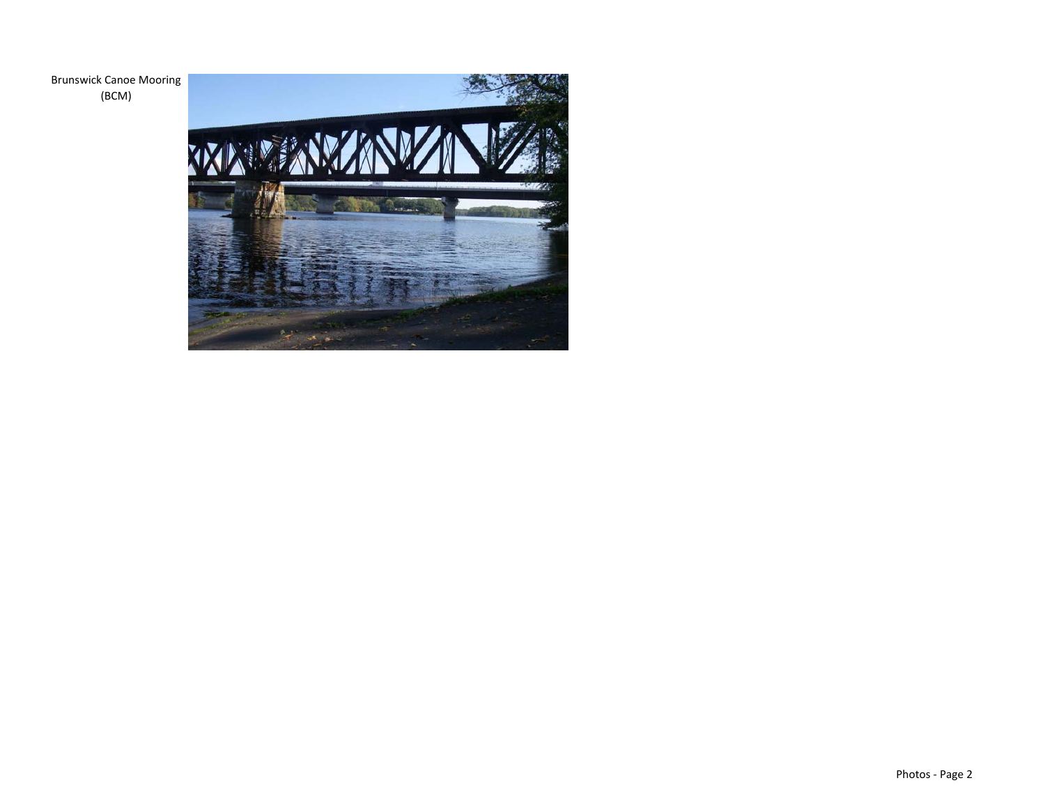Brunswick Canoe Mooring (BCM)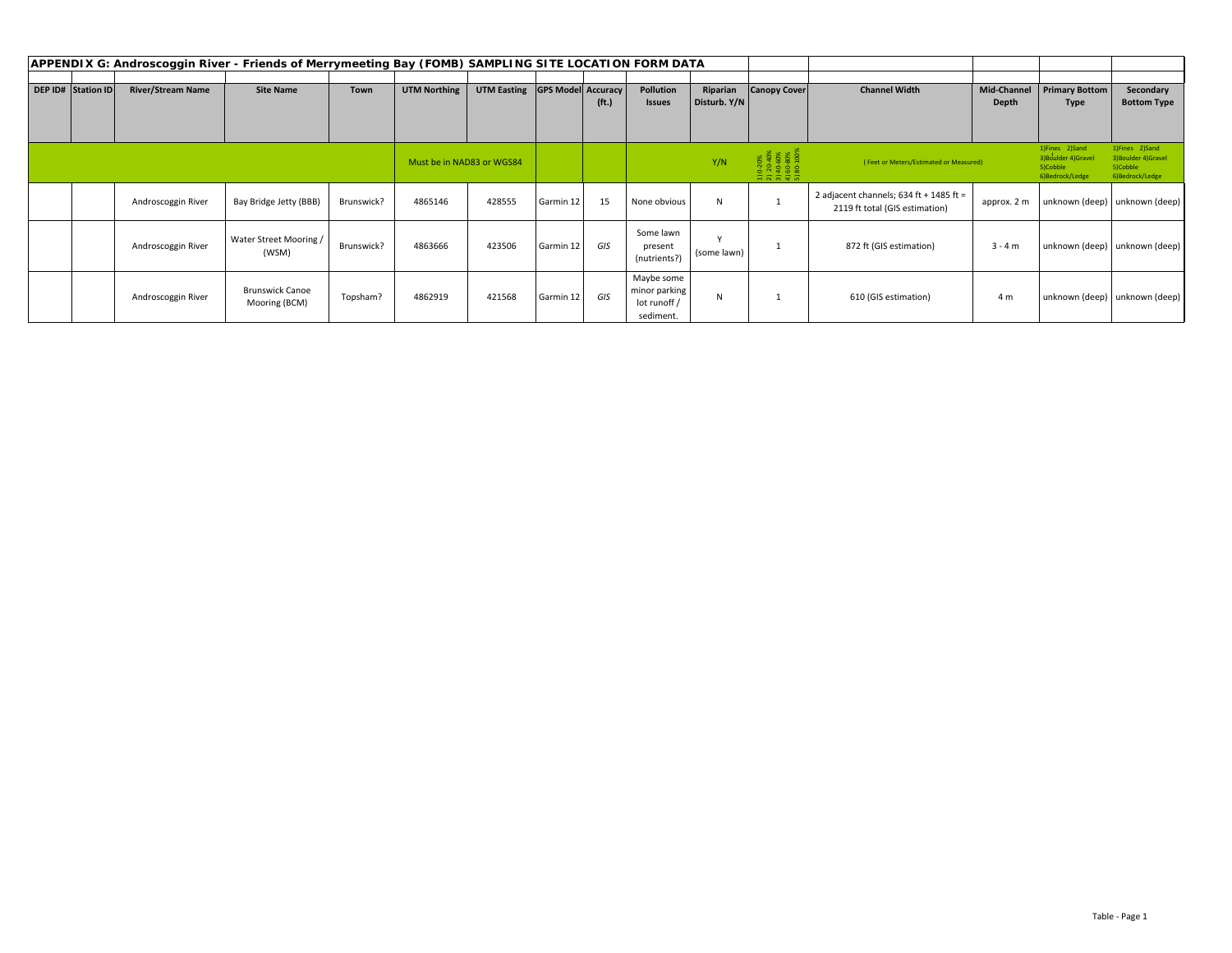**APPENDIX G: Androscoggin River - Friends of Merrymeeting Bay (FOMB) SAMPLING SITE LOCATION FORM DATA**

| DEP ID# | Station ID | River/Stream Name | Site Name | Town | UTM Northing | UTM Easting | GPS Model | Accuracy (ft.) | Pollution Issues | Riparian Disturb. Y/N | Canopy Cover | Channel Width | Mid-Channel Depth | Primary Bottom Type | Secondary Bottom Type |
|---|---|---|---|---|---|---|---|---|---|---|---|---|---|---|---|
| | | | | | Must be in NAD83 or WGS84 | | | | | Y/N | 1) 0-20% 2) 20-40% 3) 40-60% 4) 60-80% 5) 80-100% | (Feet or Meters/Estimated or Measured) | | 1)Fines 2)Sand 3)Boulder 4)Gravel 5)Cobble 6)Bedrock/Ledge | 1)Fines 2)Sand 3)Boulder 4)Gravel 5)Cobble 6)Bedrock/Ledge |
| | | Androscoggin River | Bay Bridge Jetty (BBB) | Brunswick? | 4865146 | 428555 | Garmin 12 | 15 | None obvious | N | 1 | 2 adjacent channels; 634 ft + 1485 ft = 2119 ft total (GIS estimation) | approx. 2 m | unknown (deep) | unknown (deep) |
| | | Androscoggin River | Water Street Mooring / (WSM) | Brunswick? | 4863666 | 423506 | Garmin 12 | *GIS* | Some lawn present (nutrients?) | Y (some lawn) | 1 | 872 ft (GIS estimation) | 3 - 4 m | unknown (deep) | unknown (deep) |
| | | Androscoggin River | Brunswick Canoe Mooring (BCM) | Topsham? | 4862919 | 421568 | Garmin 12 | *GIS* | Maybe some minor parking lot runoff / sediment. | N | 1 | 610 (GIS estimation) | 4 m | unknown (deep) | unknown (deep) |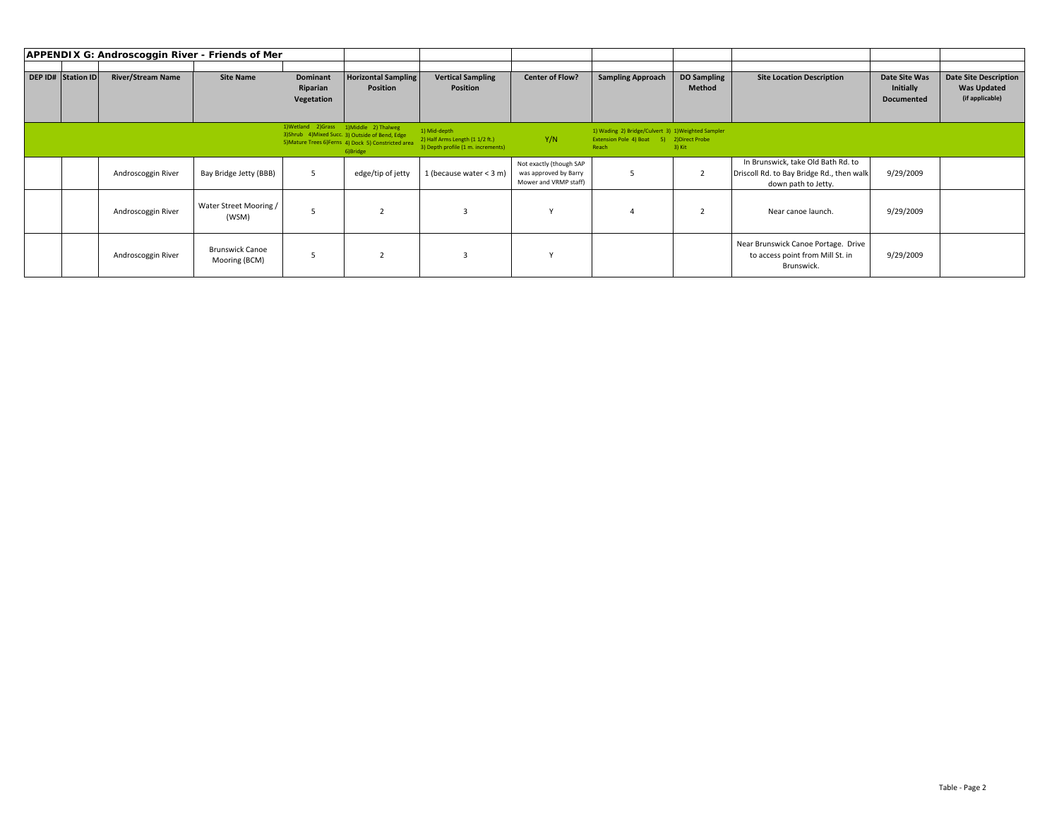**APPENDIX G: Androscoggin River - Friends of Mer**

| DEP ID# | Station ID | River/Stream Name | Site Name | Dominant Riparian Vegetation | Horizontal Sampling Position | Vertical Sampling Position | Center of Flow? | Sampling Approach | DO Sampling Method | Site Location Description | Date Site Was Initially Documented | Date Site Description Was Updated (if applicable) |
|---|---|---|---|---|---|---|---|---|---|---|---|---|
| | | | | 1)Wetland 2)Grass 3)Shrub 4)Mixed Succ. 5)Mature Trees 6)Ferns | 1)Middle 2) Thalweg 3) Outside of Bend, Edge 4) Dock 5) Constricted area 6)Bridge | 1) Mid-depth 2) Half Arms Length (1 1/2 ft.) 3) Depth profile (1 m. increments) | Y/N | 1) Wading 2) Bridge/Culvert 3) Extension Pole 4) Boat 5) Reach | 1)Weighted Sampler 2)Direct Probe 3) Kit | | | |
| | | Androscoggin River | Bay Bridge Jetty (BBB) | 5 | edge/tip of jetty | 1 (because water < 3 m) | Not exactly (though SAP was approved by Barry Mower and VRMP staff) | 5 | 2 | In Brunswick, take Old Bath Rd. to Driscoll Rd. to Bay Bridge Rd., then walk down path to Jetty. | 9/29/2009 | |
| | | Androscoggin River | Water Street Mooring / (WSM) | 5 | 2 | 3 | Y | 4 | 2 | Near canoe launch. | 9/29/2009 | |
| | | Androscoggin River | Brunswick Canoe Mooring (BCM) | 5 | 2 | 3 | Y | | | Near Brunswick Canoe Portage. Drive to access point from Mill St. in Brunswick. | 9/29/2009 | |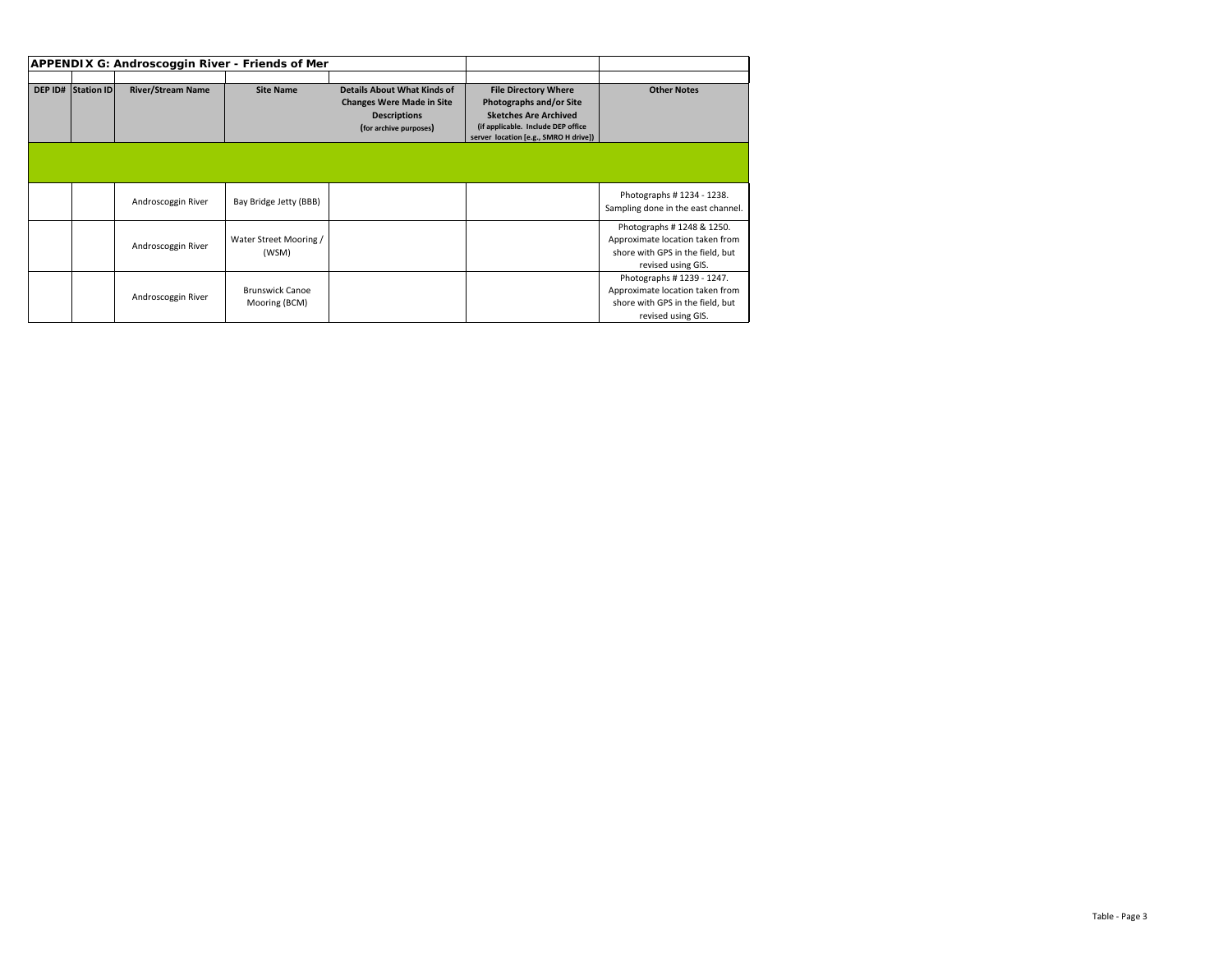**APPENDIX G: Androscoggin River - Friends of Mer**

| DEP ID# | Station ID | River/Stream Name | Site Name | Details About What Kinds of Changes Were Made in Site Descriptions (for archive purposes) | File Directory Where Photographs and/or Site Sketches Are Archived (if applicable. Include DEP office server location [e.g., SMRO H drive]) | Other Notes |
|---|---|---|---|---|---|---|
| | | | | | | |
| | | Androscoggin River | Bay Bridge Jetty (BBB) | | | Photographs # 1234 - 1238. Sampling done in the east channel. |
| | | Androscoggin River | Water Street Mooring / (WSM) | | | Photographs # 1248 & 1250. Approximate location taken from shore with GPS in the field, but revised using GIS. |
| | | Androscoggin River | Brunswick Canoe Mooring (BCM) | | | Photographs # 1239 - 1247. Approximate location taken from shore with GPS in the field, but revised using GIS. |